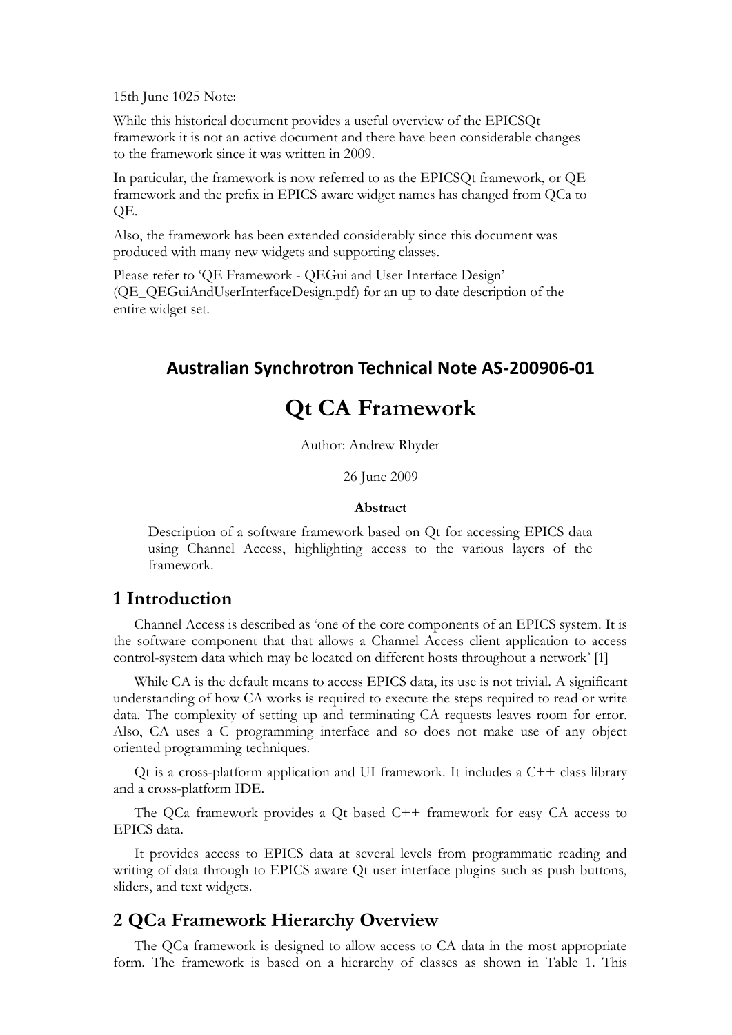15th June 1025 Note:

While this historical document provides a useful overview of the EPICSQt framework it is not an active document and there have been considerable changes to the framework since it was written in 2009.

In particular, the framework is now referred to as the EPICSQt framework, or QE framework and the prefix in EPICS aware widget names has changed from QCa to QE.

Also, the framework has been extended considerably since this document was produced with many new widgets and supporting classes.

Please refer to 'QE Framework - QEGui and User Interface Design' (QE_QEGuiAndUserInterfaceDesign.pdf) for an up to date description of the entire widget set.

**Australian Synchrotron Technical Note AS-200906-01**

# Qt CA Framework

Author: Andrew Rhyder

26 June 2009

**Abstract**

Description of a software framework based on Qt for accessing EPICS data using Channel Access, highlighting access to the various layers of the framework.

## 1 Introduction

Channel Access is described as 'one of the core components of an EPICS system. It is the software component that that allows a Channel Access client application to access control-system data which may be located on different hosts throughout a network' [1]

While CA is the default means to access EPICS data, its use is not trivial. A significant understanding of how CA works is required to execute the steps required to read or write data. The complexity of setting up and terminating CA requests leaves room for error. Also, CA uses a C programming interface and so does not make use of any object oriented programming techniques.

Qt is a cross-platform application and UI framework. It includes a C++ class library and a cross-platform IDE.

The QCa framework provides a Qt based C++ framework for easy CA access to EPICS data.

It provides access to EPICS data at several levels from programmatic reading and writing of data through to EPICS aware Qt user interface plugins such as push buttons, sliders, and text widgets.

## 2 QCa Framework Hierarchy Overview

The QCa framework is designed to allow access to CA data in the most appropriate form. The framework is based on a hierarchy of classes as shown in Table 1. This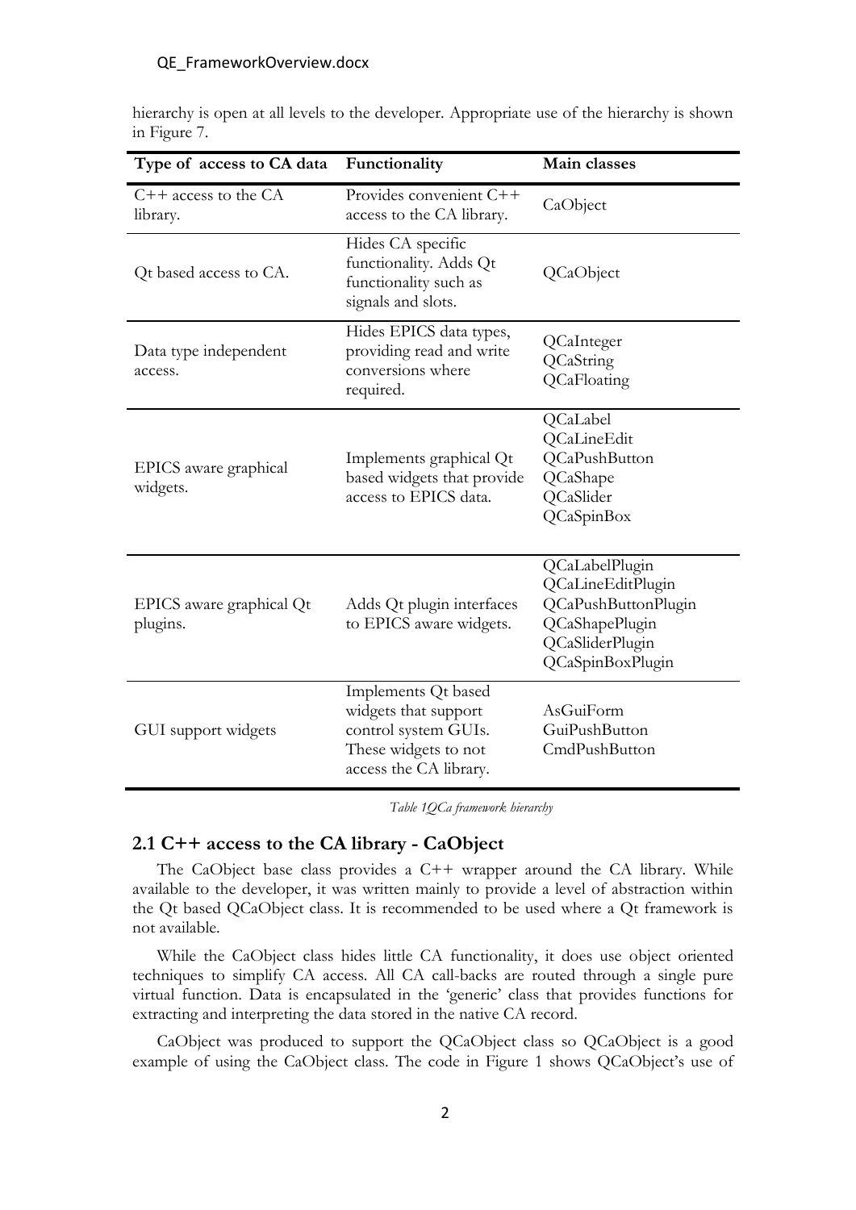hierarchy is open at all levels to the developer. Appropriate use of the hierarchy is shown in Figure 7.

| Type of access to CA data | Functionality | Main classes |
|---|---|---|
| C++ access to the CA library. | Provides convenient C++ access to the CA library. | CaObject |
| Qt based access to CA. | Hides CA specific functionality. Adds Qt functionality such as signals and slots. | QCaObject |
| Data type independent access. | Hides EPICS data types, providing read and write conversions where required. | QCaInteger<br>QCaString<br>QCaFloating |
| EPICS aware graphical widgets. | Implements graphical Qt based widgets that provide access to EPICS data. | QCaLabel<br>QCaLineEdit<br>QCaPushButton<br>QCaShape<br>QCaSlider<br>QCaSpinBox |
| EPICS aware graphical Qt plugins. | Adds Qt plugin interfaces to EPICS aware widgets. | QCaLabelPlugin<br>QCaLineEditPlugin<br>QCaPushButtonPlugin<br>QCaShapePlugin<br>QCaSliderPlugin<br>QCaSpinBoxPlugin |
| GUI support widgets | Implements Qt based widgets that support control system GUIs. These widgets to not access the CA library. | AsGuiForm<br>GuiPushButton<br>CmdPushButton |

*Table 1QCa framework hierarchy*

## 2.1 C++ access to the CA library - CaObject

The CaObject base class provides a C++ wrapper around the CA library. While available to the developer, it was written mainly to provide a level of abstraction within the Qt based QCaObject class. It is recommended to be used where a Qt framework is not available.

While the CaObject class hides little CA functionality, it does use object oriented techniques to simplify CA access. All CA call-backs are routed through a single pure virtual function. Data is encapsulated in the 'generic' class that provides functions for extracting and interpreting the data stored in the native CA record.

CaObject was produced to support the QCaObject class so QCaObject is a good example of using the CaObject class. The code in Figure 1 shows QCaObject's use of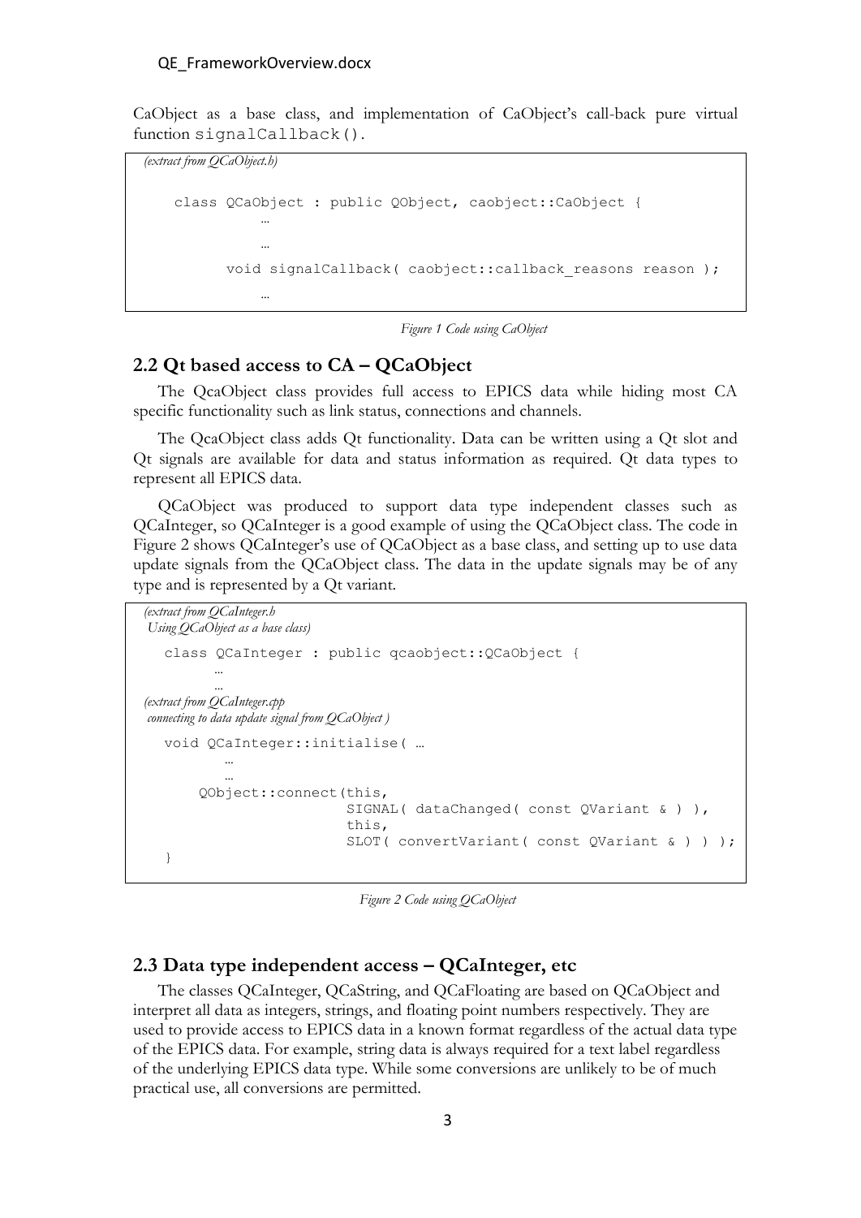CaObject as a base class, and implementation of CaObject's call-back pure virtual function `signalCallback()`.

```
(extract from QCaObject.h)

    class QCaObject : public QObject, caobject::CaObject {
            …
            …
         void signalCallback( caobject::callback_reasons reason );
            …
```

*Figure 1 Code using CaObject*

## 2.2 Qt based access to CA – QCaObject

The QcaObject class provides full access to EPICS data while hiding most CA specific functionality such as link status, connections and channels.

The QcaObject class adds Qt functionality. Data can be written using a Qt slot and Qt signals are available for data and status information as required. Qt data types to represent all EPICS data.

QCaObject was produced to support data type independent classes such as QCaInteger, so QCaInteger is a good example of using the QCaObject class. The code in Figure 2 shows QCaInteger's use of QCaObject as a base class, and setting up to use data update signals from the QCaObject class. The data in the update signals may be of any type and is represented by a Qt variant.

```
(extract from QCaInteger.h
 Using QCaObject as a base class)

   class QCaInteger : public qcaobject::QCaObject {
        …
        …
(extract from QCaInteger.cpp
 connecting to data update signal from QCaObject )

   void QCaInteger::initialise( …
         …
         …
      QObject::connect(this,
                      SIGNAL( dataChanged( const QVariant & ) ),
                      this,
                      SLOT( convertVariant( const QVariant & ) ) );
   }
```

*Figure 2 Code using QCaObject*

## 2.3 Data type independent access – QCaInteger, etc

The classes QCaInteger, QCaString, and QCaFloating are based on QCaObject and interpret all data as integers, strings, and floating point numbers respectively. They are used to provide access to EPICS data in a known format regardless of the actual data type of the EPICS data. For example, string data is always required for a text label regardless of the underlying EPICS data type. While some conversions are unlikely to be of much practical use, all conversions are permitted.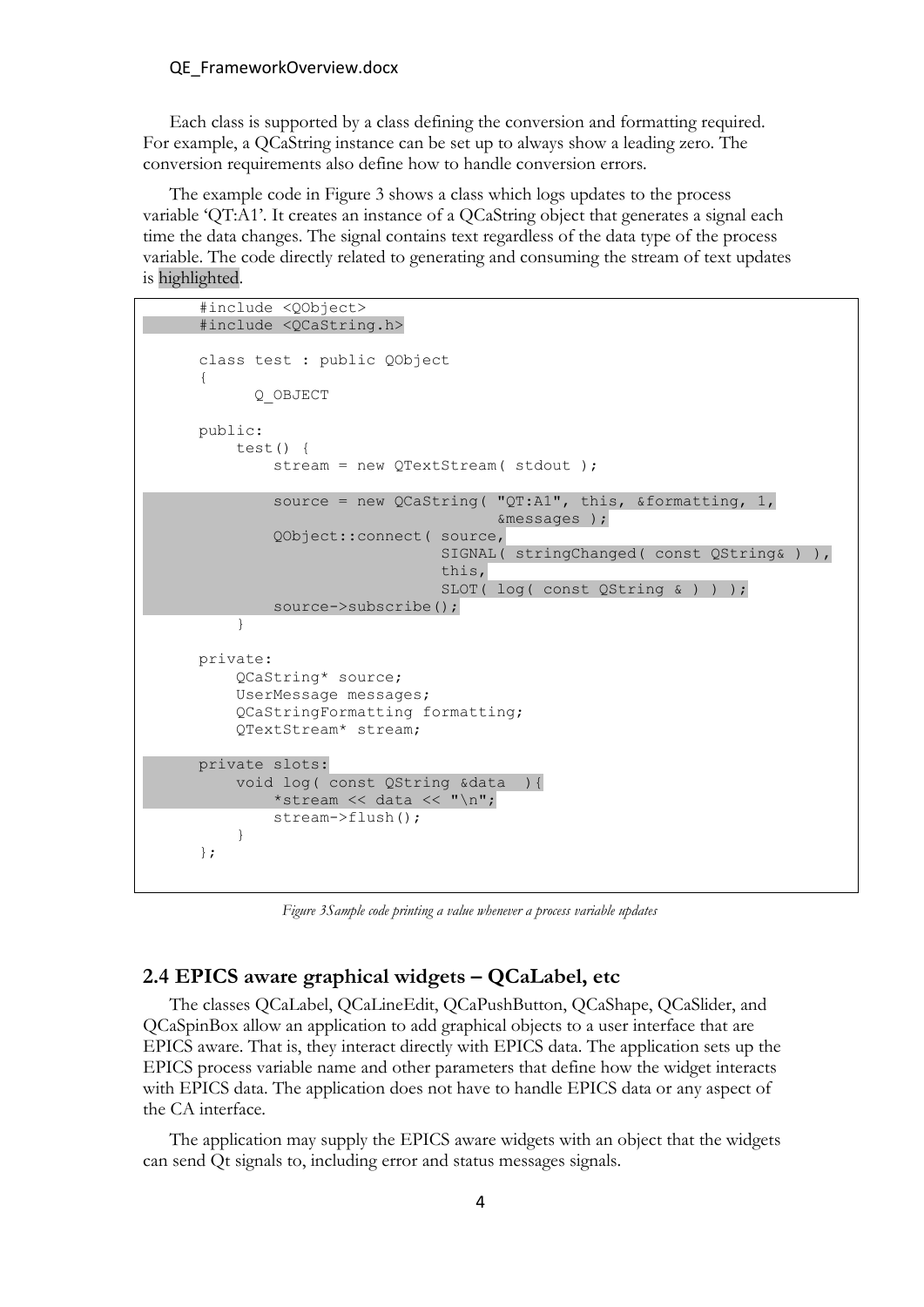Each class is supported by a class defining the conversion and formatting required. For example, a QCaString instance can be set up to always show a leading zero. The conversion requirements also define how to handle conversion errors.

The example code in Figure 3 shows a class which logs updates to the process variable 'QT:A1'. It creates an instance of a QCaString object that generates a signal each time the data changes. The signal contains text regardless of the data type of the process variable. The code directly related to generating and consuming the stream of text updates is highlighted.

```
#include <QObject>
#include <QCaString.h>

class test : public QObject
{
      Q_OBJECT

public:
    test() {
        stream = new QTextStream( stdout );

        source = new QCaString( "QT:A1", this, &formatting, 1,
                                &messages );
        QObject::connect( source,
                          SIGNAL( stringChanged( const QString& ) ),
                          this,
                          SLOT( log( const QString & ) ) );
        source->subscribe();
    }

private:
    QCaString* source;
    UserMessage messages;
    QCaStringFormatting formatting;
    QTextStream* stream;

private slots:
    void log( const QString &data  ){
        *stream << data << "\n";
        stream->flush();
    }
};
```

*Figure 3Sample code printing a value whenever a process variable updates*

## 2.4 EPICS aware graphical widgets – QCaLabel, etc

The classes QCaLabel, QCaLineEdit, QCaPushButton, QCaShape, QCaSlider, and QCaSpinBox allow an application to add graphical objects to a user interface that are EPICS aware. That is, they interact directly with EPICS data. The application sets up the EPICS process variable name and other parameters that define how the widget interacts with EPICS data. The application does not have to handle EPICS data or any aspect of the CA interface.

The application may supply the EPICS aware widgets with an object that the widgets can send Qt signals to, including error and status messages signals.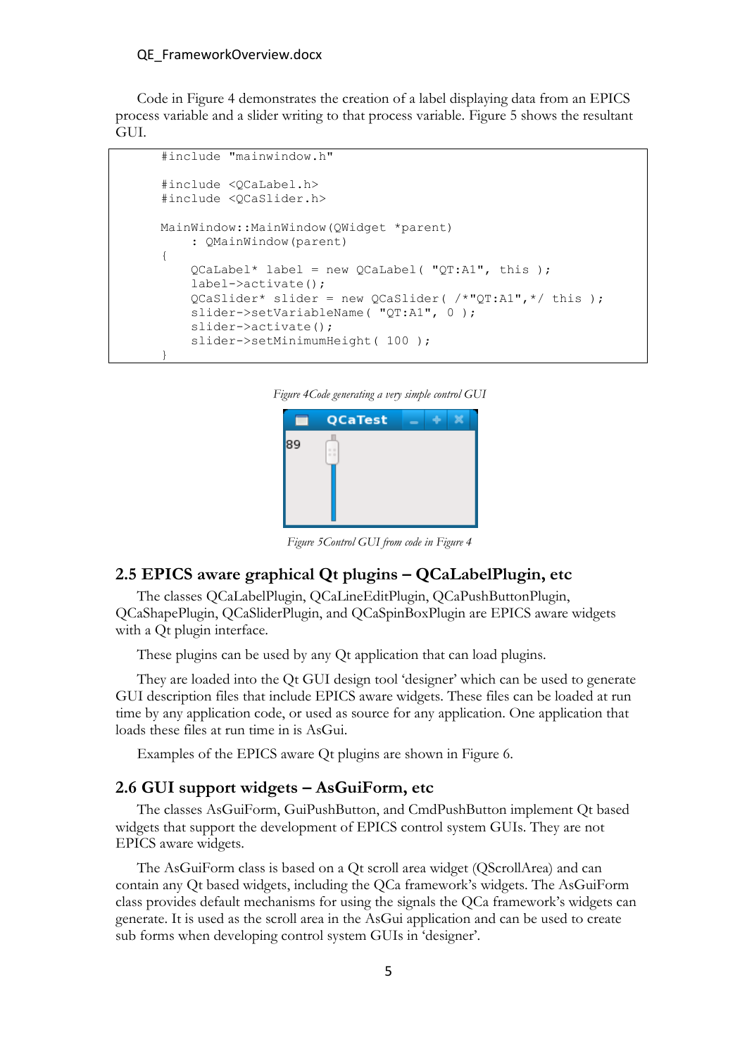Code in Figure 4 demonstrates the creation of a label displaying data from an EPICS process variable and a slider writing to that process variable. Figure 5 shows the resultant GUI.

```
#include "mainwindow.h"

#include <QCaLabel.h>
#include <QCaSlider.h>

MainWindow::MainWindow(QWidget *parent)
    : QMainWindow(parent)
{
    QCaLabel* label = new QCaLabel( "QT:A1", this );
    label->activate();
    QCaSlider* slider = new QCaSlider( /*"QT:A1",*/ this );
    slider->setVariableName( "QT:A1", 0 );
    slider->activate();
    slider->setMinimumHeight( 100 );
}
```

*Figure 4Code generating a very simple control GUI*

*Figure 5Control GUI from code in Figure 4*

## 2.5 EPICS aware graphical Qt plugins – QCaLabelPlugin, etc

The classes QCaLabelPlugin, QCaLineEditPlugin, QCaPushButtonPlugin, QCaShapePlugin, QCaSliderPlugin, and QCaSpinBoxPlugin are EPICS aware widgets with a Qt plugin interface.

These plugins can be used by any Qt application that can load plugins.

They are loaded into the Qt GUI design tool 'designer' which can be used to generate GUI description files that include EPICS aware widgets. These files can be loaded at run time by any application code, or used as source for any application. One application that loads these files at run time in is AsGui.

Examples of the EPICS aware Qt plugins are shown in Figure 6.

## 2.6 GUI support widgets – AsGuiForm, etc

The classes AsGuiForm, GuiPushButton, and CmdPushButton implement Qt based widgets that support the development of EPICS control system GUIs. They are not EPICS aware widgets.

The AsGuiForm class is based on a Qt scroll area widget (QScrollArea) and can contain any Qt based widgets, including the QCa framework's widgets. The AsGuiForm class provides default mechanisms for using the signals the QCa framework's widgets can generate. It is used as the scroll area in the AsGui application and can be used to create sub forms when developing control system GUIs in 'designer'.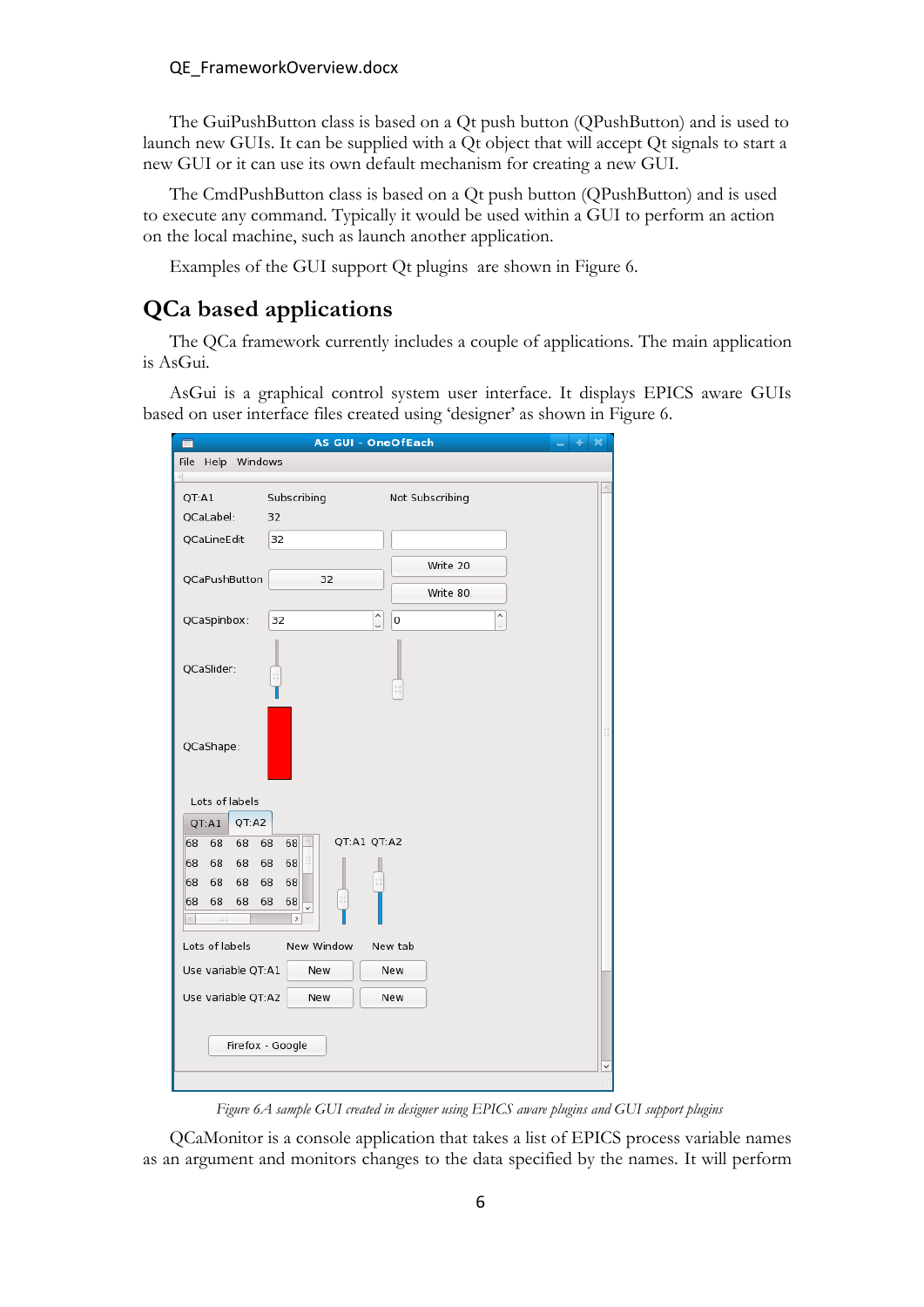The GuiPushButton class is based on a Qt push button (QPushButton) and is used to launch new GUIs. It can be supplied with a Qt object that will accept Qt signals to start a new GUI or it can use its own default mechanism for creating a new GUI.

The CmdPushButton class is based on a Qt push button (QPushButton) and is used to execute any command. Typically it would be used within a GUI to perform an action on the local machine, such as launch another application.

Examples of the GUI support Qt plugins are shown in Figure 6.

## QCa based applications

The QCa framework currently includes a couple of applications. The main application is AsGui.

AsGui is a graphical control system user interface. It displays EPICS aware GUIs based on user interface files created using 'designer' as shown in Figure 6.

*Figure 6.A sample GUI created in designer using EPICS aware plugins and GUI support plugins*

QCaMonitor is a console application that takes a list of EPICS process variable names as an argument and monitors changes to the data specified by the names. It will perform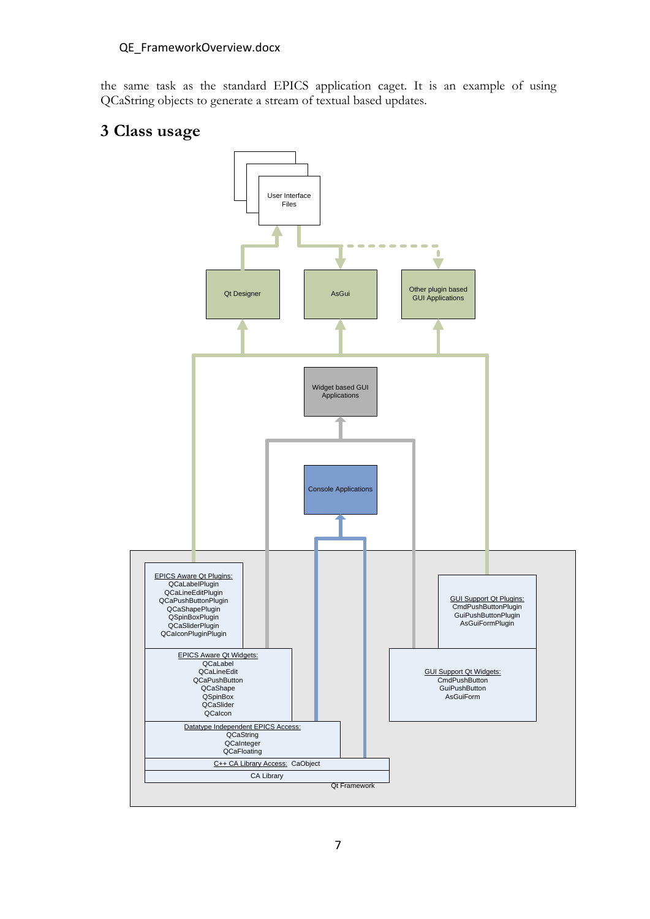the same task as the standard EPICS application caget. It is an example of using QCaString objects to generate a stream of textual based updates.

# 3 Class usage

User Interface Files

Qt Designer

AsGui

Other plugin based GUI Applications

Widget based GUI Applications

Console Applications

EPICS Aware Qt Plugins:
QCaLabelPlugin
QCaLineEditPlugin
QCaPushButtonPlugin
QCaShapePlugin
QSpinBoxPlugin
QCaSliderPlugin
QCaIconPluginPlugin

EPICS Aware Qt Widgets:
QCaLabel
QCaLineEdit
QCaPushButton
QCaShape
QSpinBox
QCaSlider
QCaIcon

Datatype Independent EPICS Access:
QCaString
QCaInteger
QCaFloating

C++ CA Library Access: CaObject

CA Library

GUI Support Qt Plugins:
CmdPushButtonPlugin
GuiPushButtonPlugin
AsGuiFormPlugin

GUI Support Qt Widgets:
CmdPushButton
GuiPushButton
AsGuiForm

Qt Framework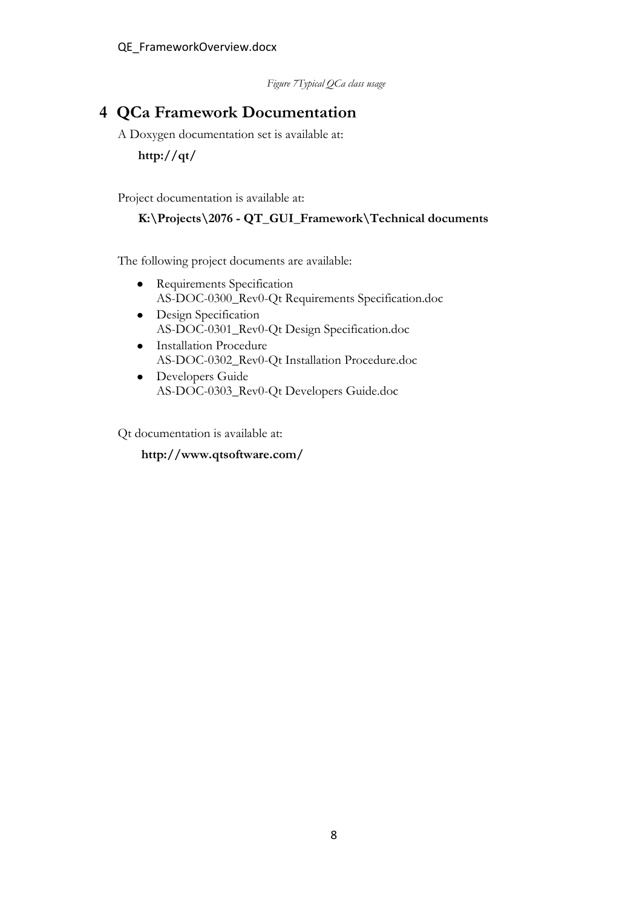*Figure 7Typical QCa class usage*

# 4 QCa Framework Documentation

A Doxygen documentation set is available at:

**http://qt/**

Project documentation is available at:

**K:\Projects\2076 - QT_GUI_Framework\Technical documents**

The following project documents are available:

- Requirements Specification
  AS-DOC-0300_Rev0-Qt Requirements Specification.doc
- Design Specification
  AS-DOC-0301_Rev0-Qt Design Specification.doc
- Installation Procedure
  AS-DOC-0302_Rev0-Qt Installation Procedure.doc
- Developers Guide
  AS-DOC-0303_Rev0-Qt Developers Guide.doc

Qt documentation is available at:

**http://www.qtsoftware.com/**